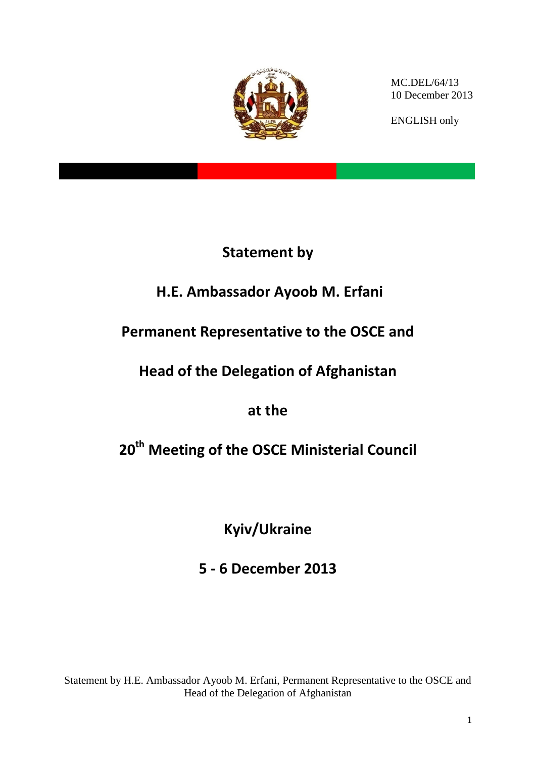MC.DEL/64/13
10 December 2013

ENGLISH only

# Statement by

# H.E. Ambassador Ayoob M. Erfani

# Permanent Representative to the OSCE and

# Head of the Delegation of Afghanistan

# at the

# 20th Meeting of the OSCE Ministerial Council

## Kyiv/Ukraine

## 5 - 6 December 2013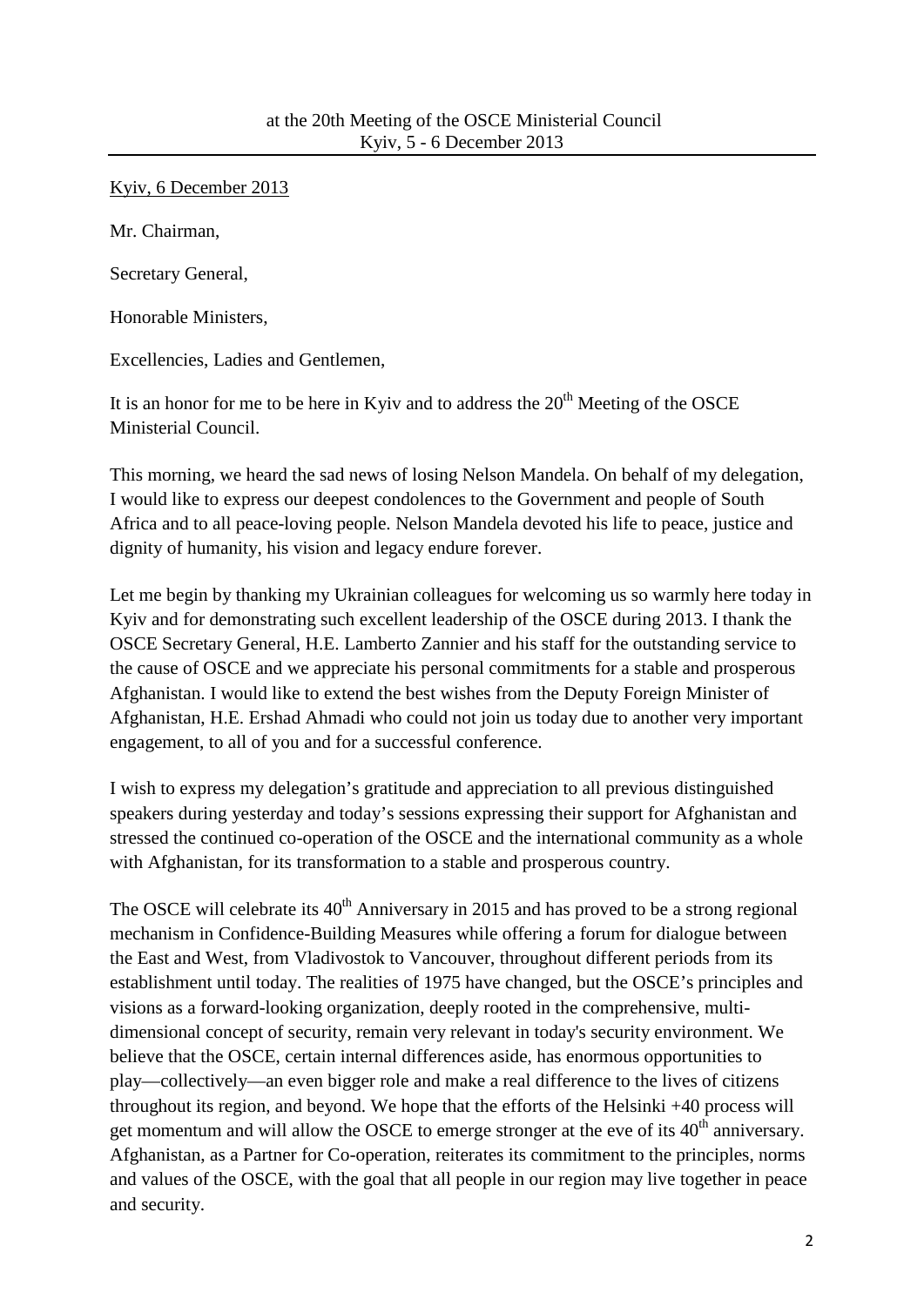at the 20th Meeting of the OSCE Ministerial Council
Kyiv, 5 - 6 December 2013

---

Kyiv, 6 December 2013

Mr. Chairman,

Secretary General,

Honorable Ministers,

Excellencies, Ladies and Gentlemen,

It is an honor for me to be here in Kyiv and to address the 20th Meeting of the OSCE Ministerial Council.

This morning, we heard the sad news of losing Nelson Mandela. On behalf of my delegation, I would like to express our deepest condolences to the Government and people of South Africa and to all peace-loving people. Nelson Mandela devoted his life to peace, justice and dignity of humanity, his vision and legacy endure forever.

Let me begin by thanking my Ukrainian colleagues for welcoming us so warmly here today in Kyiv and for demonstrating such excellent leadership of the OSCE during 2013. I thank the OSCE Secretary General, H.E. Lamberto Zannier and his staff for the outstanding service to the cause of OSCE and we appreciate his personal commitments for a stable and prosperous Afghanistan. I would like to extend the best wishes from the Deputy Foreign Minister of Afghanistan, H.E. Ershad Ahmadi who could not join us today due to another very important engagement, to all of you and for a successful conference.

I wish to express my delegation's gratitude and appreciation to all previous distinguished speakers during yesterday and today's sessions expressing their support for Afghanistan and stressed the continued co-operation of the OSCE and the international community as a whole with Afghanistan, for its transformation to a stable and prosperous country.

The OSCE will celebrate its 40th Anniversary in 2015 and has proved to be a strong regional mechanism in Confidence-Building Measures while offering a forum for dialogue between the East and West, from Vladivostok to Vancouver, throughout different periods from its establishment until today. The realities of 1975 have changed, but the OSCE's principles and visions as a forward-looking organization, deeply rooted in the comprehensive, multi-dimensional concept of security, remain very relevant in today's security environment. We believe that the OSCE, certain internal differences aside, has enormous opportunities to play—collectively—an even bigger role and make a real difference to the lives of citizens throughout its region, and beyond. We hope that the efforts of the Helsinki +40 process will get momentum and will allow the OSCE to emerge stronger at the eve of its 40th anniversary. Afghanistan, as a Partner for Co-operation, reiterates its commitment to the principles, norms and values of the OSCE, with the goal that all people in our region may live together in peace and security.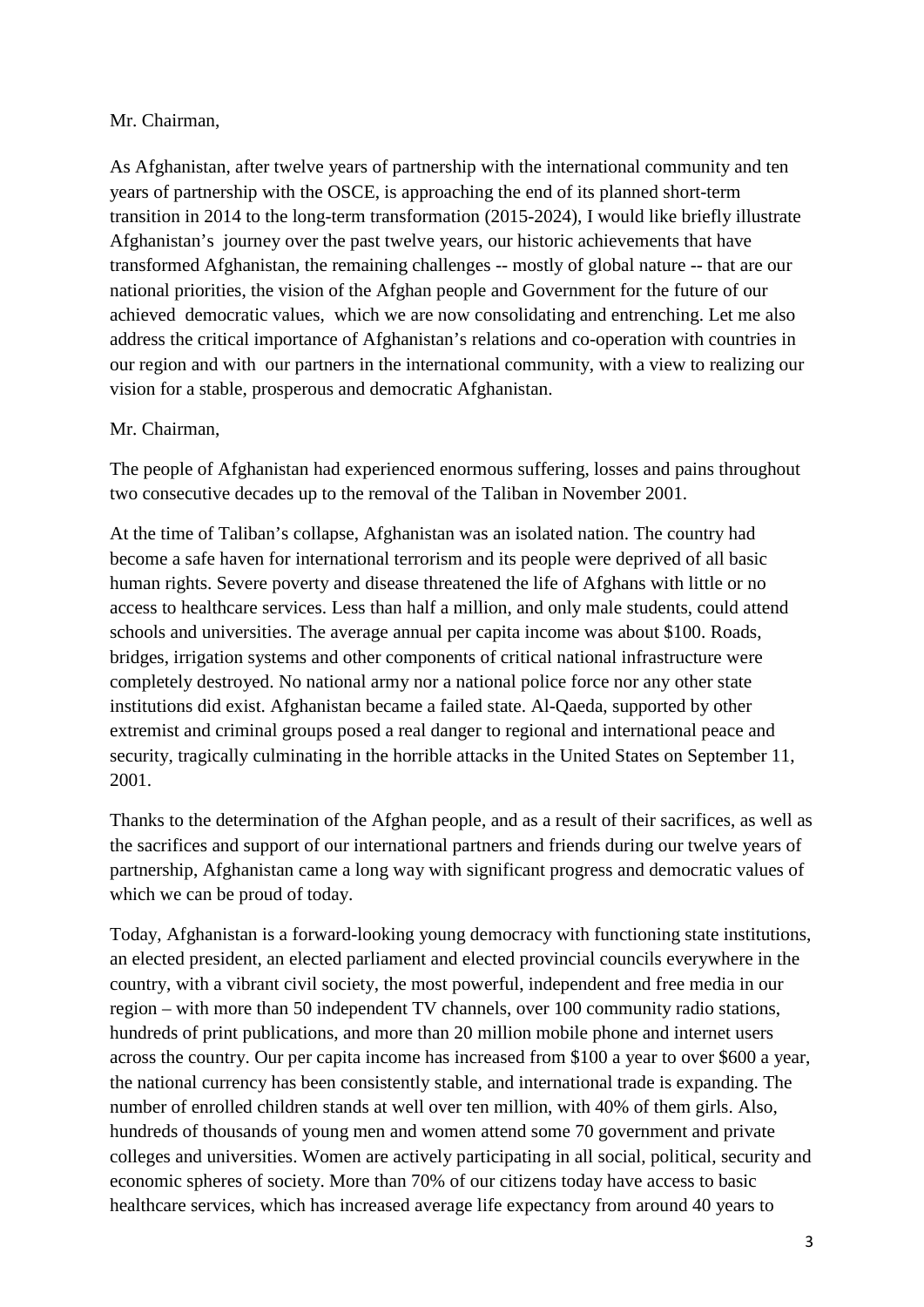Mr. Chairman,

As Afghanistan, after twelve years of partnership with the international community and ten years of partnership with the OSCE, is approaching the end of its planned short-term transition in 2014 to the long-term transformation (2015-2024), I would like briefly illustrate Afghanistan's journey over the past twelve years, our historic achievements that have transformed Afghanistan, the remaining challenges -- mostly of global nature -- that are our national priorities, the vision of the Afghan people and Government for the future of our achieved democratic values, which we are now consolidating and entrenching. Let me also address the critical importance of Afghanistan's relations and co-operation with countries in our region and with our partners in the international community, with a view to realizing our vision for a stable, prosperous and democratic Afghanistan.

Mr. Chairman,

The people of Afghanistan had experienced enormous suffering, losses and pains throughout two consecutive decades up to the removal of the Taliban in November 2001.

At the time of Taliban's collapse, Afghanistan was an isolated nation. The country had become a safe haven for international terrorism and its people were deprived of all basic human rights. Severe poverty and disease threatened the life of Afghans with little or no access to healthcare services. Less than half a million, and only male students, could attend schools and universities. The average annual per capita income was about $100. Roads, bridges, irrigation systems and other components of critical national infrastructure were completely destroyed. No national army nor a national police force nor any other state institutions did exist. Afghanistan became a failed state. Al-Qaeda, supported by other extremist and criminal groups posed a real danger to regional and international peace and security, tragically culminating in the horrible attacks in the United States on September 11, 2001.

Thanks to the determination of the Afghan people, and as a result of their sacrifices, as well as the sacrifices and support of our international partners and friends during our twelve years of partnership, Afghanistan came a long way with significant progress and democratic values of which we can be proud of today.

Today, Afghanistan is a forward-looking young democracy with functioning state institutions, an elected president, an elected parliament and elected provincial councils everywhere in the country, with a vibrant civil society, the most powerful, independent and free media in our region – with more than 50 independent TV channels, over 100 community radio stations, hundreds of print publications, and more than 20 million mobile phone and internet users across the country. Our per capita income has increased from $100 a year to over $600 a year, the national currency has been consistently stable, and international trade is expanding. The number of enrolled children stands at well over ten million, with 40% of them girls. Also, hundreds of thousands of young men and women attend some 70 government and private colleges and universities. Women are actively participating in all social, political, security and economic spheres of society. More than 70% of our citizens today have access to basic healthcare services, which has increased average life expectancy from around 40 years to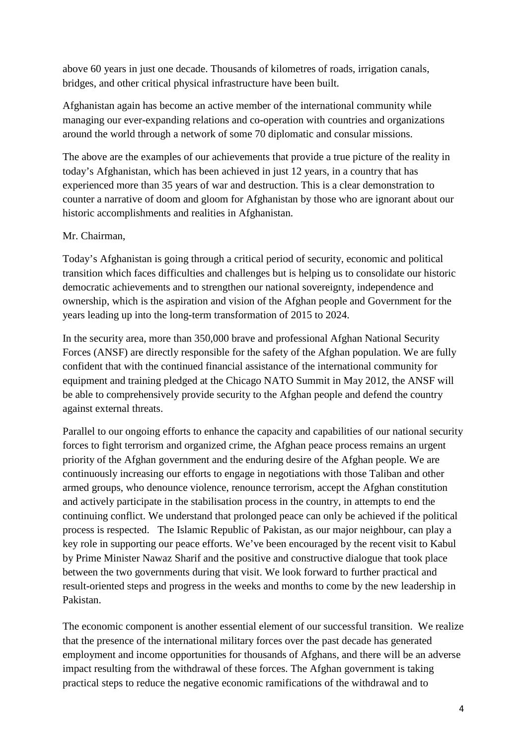above 60 years in just one decade. Thousands of kilometres of roads, irrigation canals, bridges, and other critical physical infrastructure have been built.

Afghanistan again has become an active member of the international community while managing our ever-expanding relations and co-operation with countries and organizations around the world through a network of some 70 diplomatic and consular missions.

The above are the examples of our achievements that provide a true picture of the reality in today's Afghanistan, which has been achieved in just 12 years, in a country that has experienced more than 35 years of war and destruction. This is a clear demonstration to counter a narrative of doom and gloom for Afghanistan by those who are ignorant about our historic accomplishments and realities in Afghanistan.

Mr. Chairman,

Today's Afghanistan is going through a critical period of security, economic and political transition which faces difficulties and challenges but is helping us to consolidate our historic democratic achievements and to strengthen our national sovereignty, independence and ownership, which is the aspiration and vision of the Afghan people and Government for the years leading up into the long-term transformation of 2015 to 2024.

In the security area, more than 350,000 brave and professional Afghan National Security Forces (ANSF) are directly responsible for the safety of the Afghan population. We are fully confident that with the continued financial assistance of the international community for equipment and training pledged at the Chicago NATO Summit in May 2012, the ANSF will be able to comprehensively provide security to the Afghan people and defend the country against external threats.

Parallel to our ongoing efforts to enhance the capacity and capabilities of our national security forces to fight terrorism and organized crime, the Afghan peace process remains an urgent priority of the Afghan government and the enduring desire of the Afghan people. We are continuously increasing our efforts to engage in negotiations with those Taliban and other armed groups, who denounce violence, renounce terrorism, accept the Afghan constitution and actively participate in the stabilisation process in the country, in attempts to end the continuing conflict. We understand that prolonged peace can only be achieved if the political process is respected. The Islamic Republic of Pakistan, as our major neighbour, can play a key role in supporting our peace efforts. We've been encouraged by the recent visit to Kabul by Prime Minister Nawaz Sharif and the positive and constructive dialogue that took place between the two governments during that visit. We look forward to further practical and result-oriented steps and progress in the weeks and months to come by the new leadership in Pakistan.

The economic component is another essential element of our successful transition. We realize that the presence of the international military forces over the past decade has generated employment and income opportunities for thousands of Afghans, and there will be an adverse impact resulting from the withdrawal of these forces. The Afghan government is taking practical steps to reduce the negative economic ramifications of the withdrawal and to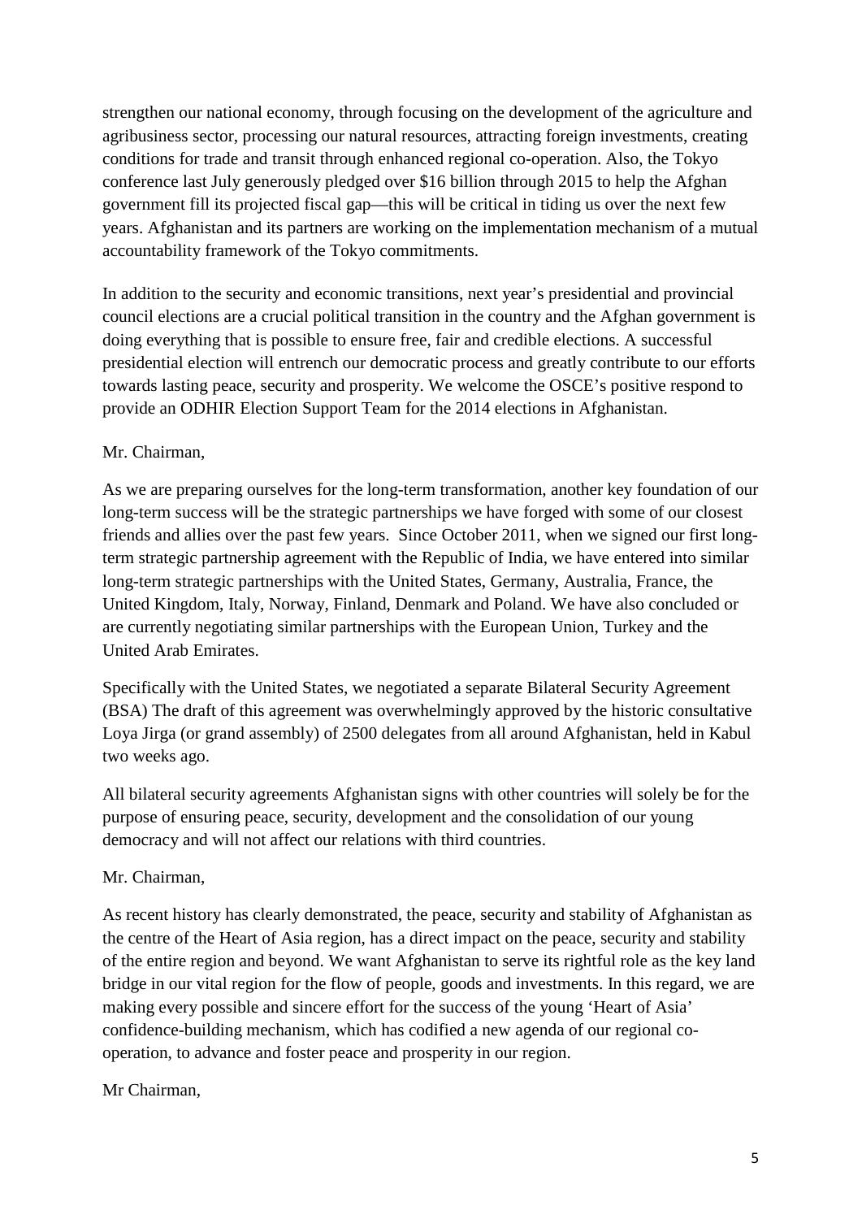strengthen our national economy, through focusing on the development of the agriculture and agribusiness sector, processing our natural resources, attracting foreign investments, creating conditions for trade and transit through enhanced regional co-operation. Also, the Tokyo conference last July generously pledged over $16 billion through 2015 to help the Afghan government fill its projected fiscal gap—this will be critical in tiding us over the next few years. Afghanistan and its partners are working on the implementation mechanism of a mutual accountability framework of the Tokyo commitments.

In addition to the security and economic transitions, next year's presidential and provincial council elections are a crucial political transition in the country and the Afghan government is doing everything that is possible to ensure free, fair and credible elections. A successful presidential election will entrench our democratic process and greatly contribute to our efforts towards lasting peace, security and prosperity. We welcome the OSCE's positive respond to provide an ODHIR Election Support Team for the 2014 elections in Afghanistan.

Mr. Chairman,

As we are preparing ourselves for the long-term transformation, another key foundation of our long-term success will be the strategic partnerships we have forged with some of our closest friends and allies over the past few years. Since October 2011, when we signed our first long-term strategic partnership agreement with the Republic of India, we have entered into similar long-term strategic partnerships with the United States, Germany, Australia, France, the United Kingdom, Italy, Norway, Finland, Denmark and Poland. We have also concluded or are currently negotiating similar partnerships with the European Union, Turkey and the United Arab Emirates.

Specifically with the United States, we negotiated a separate Bilateral Security Agreement (BSA) The draft of this agreement was overwhelmingly approved by the historic consultative Loya Jirga (or grand assembly) of 2500 delegates from all around Afghanistan, held in Kabul two weeks ago.

All bilateral security agreements Afghanistan signs with other countries will solely be for the purpose of ensuring peace, security, development and the consolidation of our young democracy and will not affect our relations with third countries.

Mr. Chairman,

As recent history has clearly demonstrated, the peace, security and stability of Afghanistan as the centre of the Heart of Asia region, has a direct impact on the peace, security and stability of the entire region and beyond. We want Afghanistan to serve its rightful role as the key land bridge in our vital region for the flow of people, goods and investments. In this regard, we are making every possible and sincere effort for the success of the young 'Heart of Asia' confidence-building mechanism, which has codified a new agenda of our regional co-operation, to advance and foster peace and prosperity in our region.

Mr Chairman,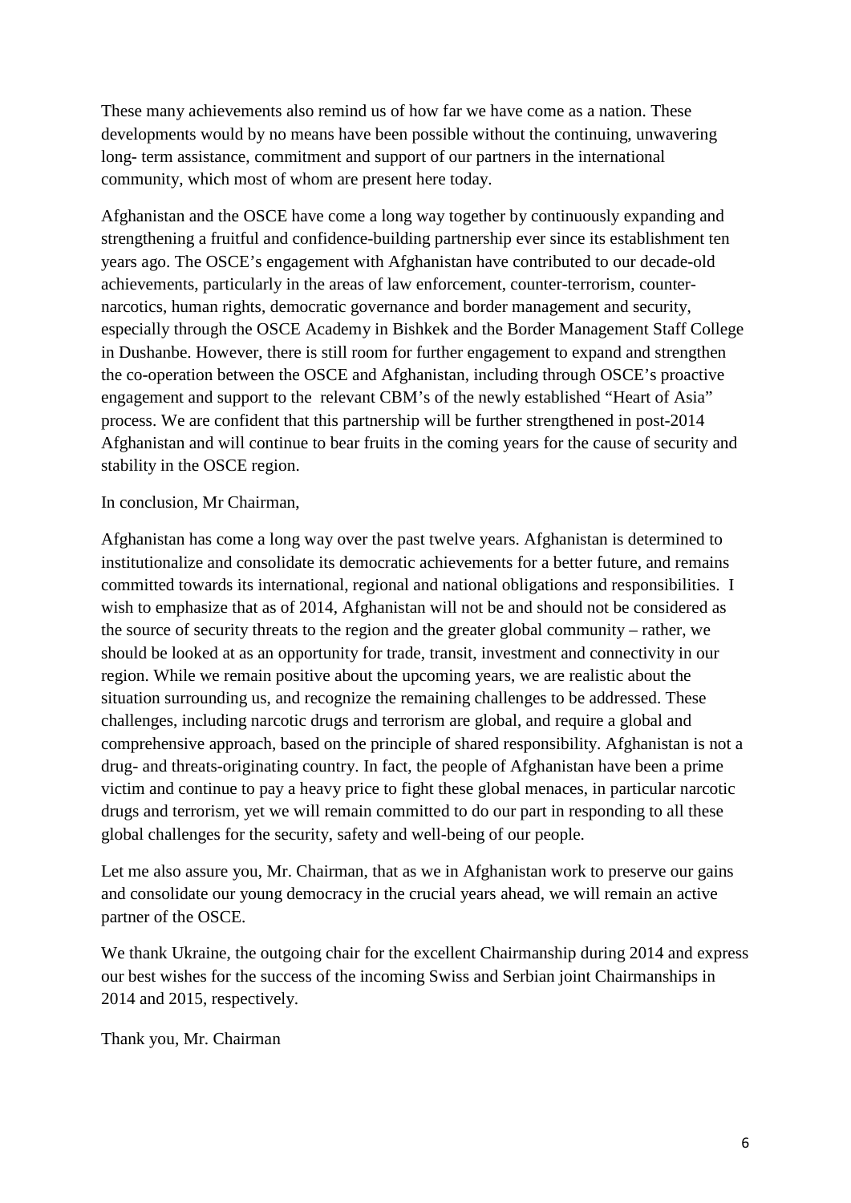These many achievements also remind us of how far we have come as a nation. These developments would by no means have been possible without the continuing, unwavering long- term assistance, commitment and support of our partners in the international community, which most of whom are present here today.

Afghanistan and the OSCE have come a long way together by continuously expanding and strengthening a fruitful and confidence-building partnership ever since its establishment ten years ago. The OSCE's engagement with Afghanistan have contributed to our decade-old achievements, particularly in the areas of law enforcement, counter-terrorism, counter-narcotics, human rights, democratic governance and border management and security, especially through the OSCE Academy in Bishkek and the Border Management Staff College in Dushanbe. However, there is still room for further engagement to expand and strengthen the co-operation between the OSCE and Afghanistan, including through OSCE's proactive engagement and support to the relevant CBM's of the newly established "Heart of Asia" process. We are confident that this partnership will be further strengthened in post-2014 Afghanistan and will continue to bear fruits in the coming years for the cause of security and stability in the OSCE region.

In conclusion, Mr Chairman,

Afghanistan has come a long way over the past twelve years. Afghanistan is determined to institutionalize and consolidate its democratic achievements for a better future, and remains committed towards its international, regional and national obligations and responsibilities. I wish to emphasize that as of 2014, Afghanistan will not be and should not be considered as the source of security threats to the region and the greater global community – rather, we should be looked at as an opportunity for trade, transit, investment and connectivity in our region. While we remain positive about the upcoming years, we are realistic about the situation surrounding us, and recognize the remaining challenges to be addressed. These challenges, including narcotic drugs and terrorism are global, and require a global and comprehensive approach, based on the principle of shared responsibility. Afghanistan is not a drug- and threats-originating country. In fact, the people of Afghanistan have been a prime victim and continue to pay a heavy price to fight these global menaces, in particular narcotic drugs and terrorism, yet we will remain committed to do our part in responding to all these global challenges for the security, safety and well-being of our people.

Let me also assure you, Mr. Chairman, that as we in Afghanistan work to preserve our gains and consolidate our young democracy in the crucial years ahead, we will remain an active partner of the OSCE.

We thank Ukraine, the outgoing chair for the excellent Chairmanship during 2014 and express our best wishes for the success of the incoming Swiss and Serbian joint Chairmanships in 2014 and 2015, respectively.

Thank you, Mr. Chairman